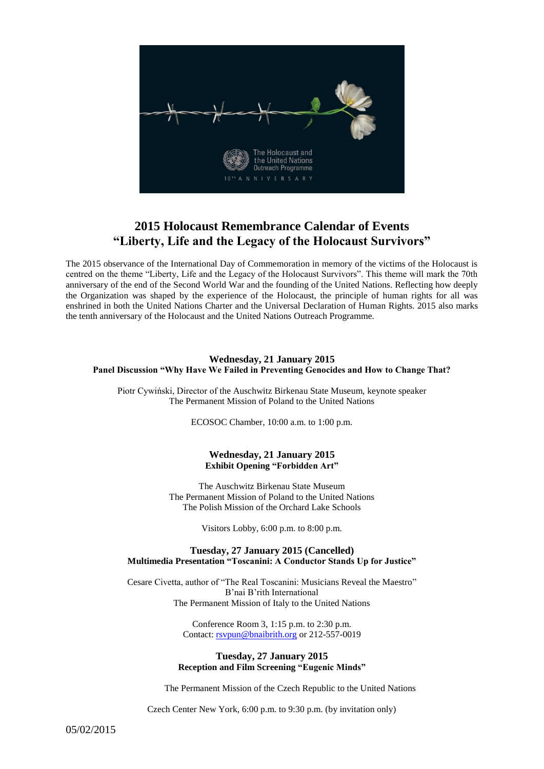# 2015 Holocaust Remembrance Calendar of Events
# "Liberty, Life and the Legacy of the Holocaust Survivors"

The 2015 observance of the International Day of Commemoration in memory of the victims of the Holocaust is centred on the theme "Liberty, Life and the Legacy of the Holocaust Survivors". This theme will mark the 70th anniversary of the end of the Second World War and the founding of the United Nations. Reflecting how deeply the Organization was shaped by the experience of the Holocaust, the principle of human rights for all was enshrined in both the United Nations Charter and the Universal Declaration of Human Rights. 2015 also marks the tenth anniversary of the Holocaust and the United Nations Outreach Programme.

**Wednesday, 21 January 2015**
**Panel Discussion "Why Have We Failed in Preventing Genocides and How to Change That?**

Piotr Cywiński, Director of the Auschwitz Birkenau State Museum, keynote speaker
The Permanent Mission of Poland to the United Nations

ECOSOC Chamber, 10:00 a.m. to 1:00 p.m.

**Wednesday, 21 January 2015**
**Exhibit Opening "Forbidden Art"**

The Auschwitz Birkenau State Museum
The Permanent Mission of Poland to the United Nations
The Polish Mission of the Orchard Lake Schools

Visitors Lobby, 6:00 p.m. to 8:00 p.m.

**Tuesday, 27 January 2015 (Cancelled)**
**Multimedia Presentation "Toscanini: A Conductor Stands Up for Justice"**

Cesare Civetta, author of "The Real Toscanini: Musicians Reveal the Maestro"
B'nai B'rith International
The Permanent Mission of Italy to the United Nations

Conference Room 3, 1:15 p.m. to 2:30 p.m.
Contact: rsvpun@bnaibrith.org or 212-557-0019

**Tuesday, 27 January 2015**
**Reception and Film Screening "Eugenic Minds"**

The Permanent Mission of the Czech Republic to the United Nations

Czech Center New York, 6:00 p.m. to 9:30 p.m. (by invitation only)

05/02/2015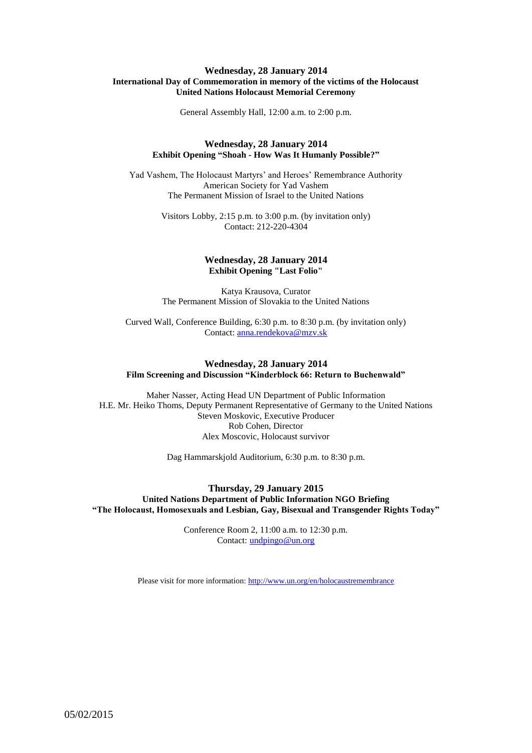**Wednesday, 28 January 2014**
**International Day of Commemoration in memory of the victims of the Holocaust**
**United Nations Holocaust Memorial Ceremony**

General Assembly Hall, 12:00 a.m. to 2:00 p.m.

**Wednesday, 28 January 2014**
**Exhibit Opening "Shoah - How Was It Humanly Possible?"**

Yad Vashem, The Holocaust Martyrs' and Heroes' Remembrance Authority
American Society for Yad Vashem
The Permanent Mission of Israel to the United Nations

Visitors Lobby, 2:15 p.m. to 3:00 p.m. (by invitation only)
Contact: 212-220-4304

**Wednesday, 28 January 2014**
**Exhibit Opening "Last Folio"**

Katya Krausova, Curator
The Permanent Mission of Slovakia to the United Nations

Curved Wall, Conference Building, 6:30 p.m. to 8:30 p.m. (by invitation only)
Contact: anna.rendekova@mzv.sk

**Wednesday, 28 January 2014**
**Film Screening and Discussion "Kinderblock 66: Return to Buchenwald"**

Maher Nasser, Acting Head UN Department of Public Information
H.E. Mr. Heiko Thoms, Deputy Permanent Representative of Germany to the United Nations
Steven Moskovic, Executive Producer
Rob Cohen, Director
Alex Moscovic, Holocaust survivor

Dag Hammarskjold Auditorium, 6:30 p.m. to 8:30 p.m.

**Thursday, 29 January 2015**
**United Nations Department of Public Information NGO Briefing**
**"The Holocaust, Homosexuals and Lesbian, Gay, Bisexual and Transgender Rights Today"**

Conference Room 2, 11:00 a.m. to 12:30 p.m.
Contact: undpingo@un.org

Please visit for more information: http://www.un.org/en/holocaustremembrance

05/02/2015